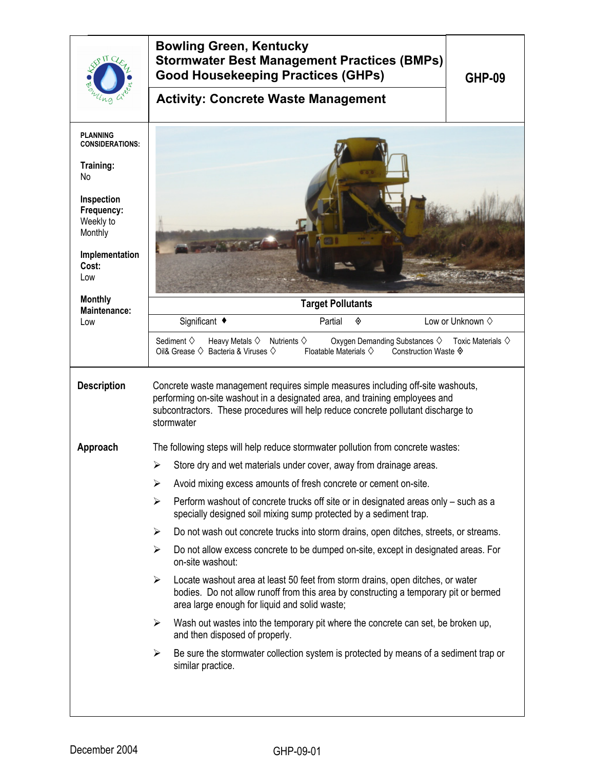# Bowling Green, Kentucky
## Stormwater Best Management Practices (BMPs)
## Good Housekeeping Practices (GHPs)

**GHP-09**

## Activity: Concrete Waste Management

**PLANNING CONSIDERATIONS:**

**Training:**
No

**Inspection Frequency:**
Weekly to Monthly

**Implementation Cost:**
Low

**Monthly Maintenance:**
Low

**Target Pollutants**

| Significant ♦ | Partial ◈ | Low or Unknown ◊ |
|---|---|---|

Sediment ◊ Heavy Metals ◊ Nutrients ◊ Oxygen Demanding Substances ◊ Toxic Materials ◊
Oil& Grease ◊ Bacteria & Viruses ◊ Floatable Materials ◊ Construction Waste ◈

**Description**

Concrete waste management requires simple measures including off-site washouts, performing on-site washout in a designated area, and training employees and subcontractors. These procedures will help reduce concrete pollutant discharge to stormwater

**Approach**

The following steps will help reduce stormwater pollution from concrete wastes:

- Store dry and wet materials under cover, away from drainage areas.
- Avoid mixing excess amounts of fresh concrete or cement on-site.
- Perform washout of concrete trucks off site or in designated areas only – such as a specially designed soil mixing sump protected by a sediment trap.
- Do not wash out concrete trucks into storm drains, open ditches, streets, or streams.
- Do not allow excess concrete to be dumped on-site, except in designated areas. For on-site washout:
- Locate washout area at least 50 feet from storm drains, open ditches, or water bodies. Do not allow runoff from this area by constructing a temporary pit or bermed area large enough for liquid and solid waste;
- Wash out wastes into the temporary pit where the concrete can set, be broken up, and then disposed of properly.
- Be sure the stormwater collection system is protected by means of a sediment trap or similar practice.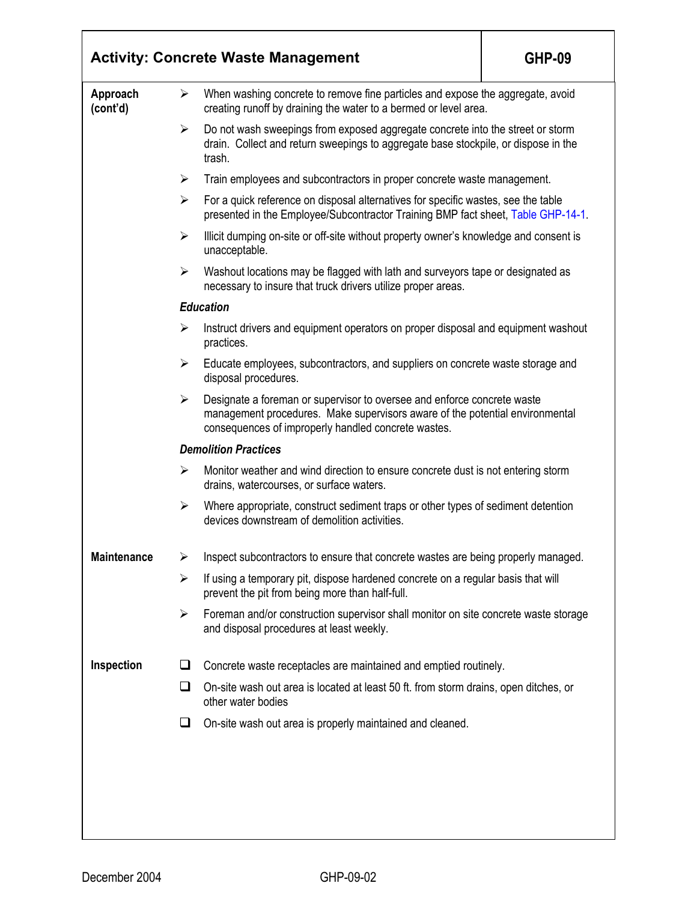## Activity: Concrete Waste Management — GHP-09

**Approach (cont'd)**

- When washing concrete to remove fine particles and expose the aggregate, avoid creating runoff by draining the water to a bermed or level area.
- Do not wash sweepings from exposed aggregate concrete into the street or storm drain. Collect and return sweepings to aggregate base stockpile, or dispose in the trash.
- Train employees and subcontractors in proper concrete waste management.
- For a quick reference on disposal alternatives for specific wastes, see the table presented in the Employee/Subcontractor Training BMP fact sheet, Table GHP-14-1.
- Illicit dumping on-site or off-site without property owner's knowledge and consent is unacceptable.
- Washout locations may be flagged with lath and surveyors tape or designated as necessary to insure that truck drivers utilize proper areas.

***Education***

- Instruct drivers and equipment operators on proper disposal and equipment washout practices.
- Educate employees, subcontractors, and suppliers on concrete waste storage and disposal procedures.
- Designate a foreman or supervisor to oversee and enforce concrete waste management procedures. Make supervisors aware of the potential environmental consequences of improperly handled concrete wastes.

***Demolition Practices***

- Monitor weather and wind direction to ensure concrete dust is not entering storm drains, watercourses, or surface waters.
- Where appropriate, construct sediment traps or other types of sediment detention devices downstream of demolition activities.

**Maintenance**

- Inspect subcontractors to ensure that concrete wastes are being properly managed.
- If using a temporary pit, dispose hardened concrete on a regular basis that will prevent the pit from being more than half-full.
- Foreman and/or construction supervisor shall monitor on site concrete waste storage and disposal procedures at least weekly.

**Inspection**

- [ ] Concrete waste receptacles are maintained and emptied routinely.
- [ ] On-site wash out area is located at least 50 ft. from storm drains, open ditches, or other water bodies
- [ ] On-site wash out area is properly maintained and cleaned.